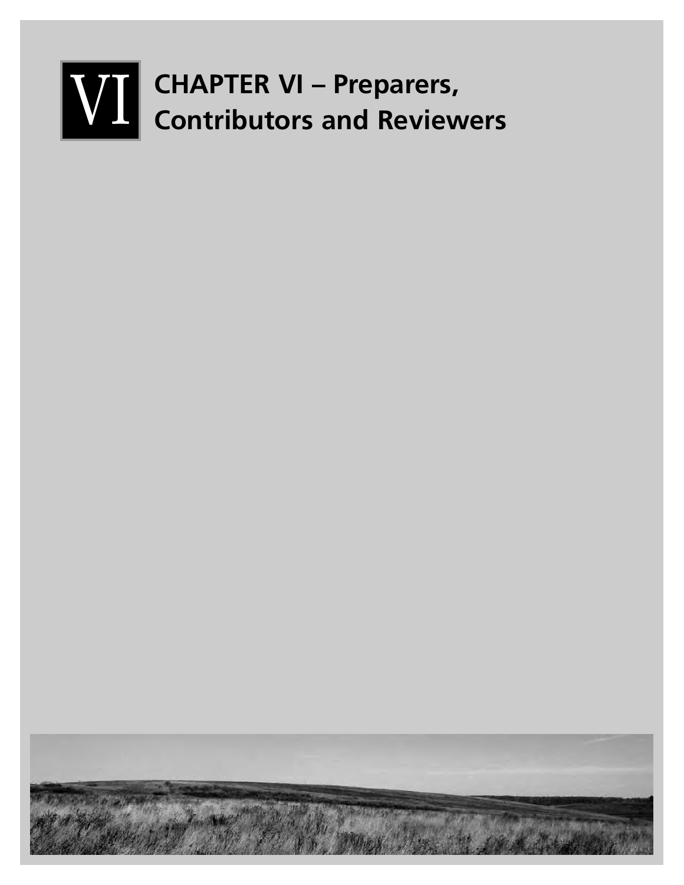# VI CHAPTER VI – Preparers, Contributors and Reviewers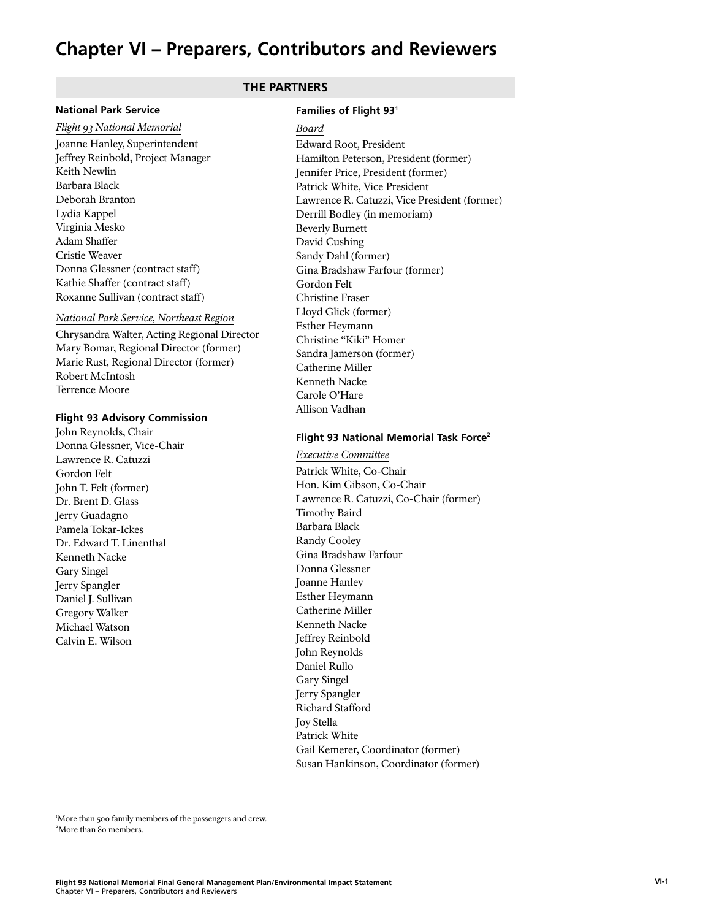# Chapter VI – Preparers, Contributors and Reviewers

## THE PARTNERS

### National Park Service

*Flight 93 National Memorial*

Joanne Hanley, Superintendent
Jeffrey Reinbold, Project Manager
Keith Newlin
Barbara Black
Deborah Branton
Lydia Kappel
Virginia Mesko
Adam Shaffer
Cristie Weaver
Donna Glessner (contract staff)
Kathie Shaffer (contract staff)
Roxanne Sullivan (contract staff)

*National Park Service, Northeast Region*

Chrysandra Walter, Acting Regional Director
Mary Bomar, Regional Director (former)
Marie Rust, Regional Director (former)
Robert McIntosh
Terrence Moore

### Flight 93 Advisory Commission

John Reynolds, Chair
Donna Glessner, Vice-Chair
Lawrence R. Catuzzi
Gordon Felt
John T. Felt (former)
Dr. Brent D. Glass
Jerry Guadagno
Pamela Tokar-Ickes
Dr. Edward T. Linenthal
Kenneth Nacke
Gary Singel
Jerry Spangler
Daniel J. Sullivan
Gregory Walker
Michael Watson
Calvin E. Wilson

### Families of Flight 93[1]

*Board*

Edward Root, President
Hamilton Peterson, President (former)
Jennifer Price, President (former)
Patrick White, Vice President
Lawrence R. Catuzzi, Vice President (former)
Derrill Bodley (in memoriam)
Beverly Burnett
David Cushing
Sandy Dahl (former)
Gina Bradshaw Farfour (former)
Gordon Felt
Christine Fraser
Lloyd Glick (former)
Esther Heymann
Christine "Kiki" Homer
Sandra Jamerson (former)
Catherine Miller
Kenneth Nacke
Carole O'Hare
Allison Vadhan

### Flight 93 National Memorial Task Force[2]

*Executive Committee*

Patrick White, Co-Chair
Hon. Kim Gibson, Co-Chair
Lawrence R. Catuzzi, Co-Chair (former)
Timothy Baird
Barbara Black
Randy Cooley
Gina Bradshaw Farfour
Donna Glessner
Joanne Hanley
Esther Heymann
Catherine Miller
Kenneth Nacke
Jeffrey Reinbold
John Reynolds
Daniel Rullo
Gary Singel
Jerry Spangler
Richard Stafford
Joy Stella
Patrick White
Gail Kemerer, Coordinator (former)
Susan Hankinson, Coordinator (former)

---

[1] More than 500 family members of the passengers and crew.
[2] More than 80 members.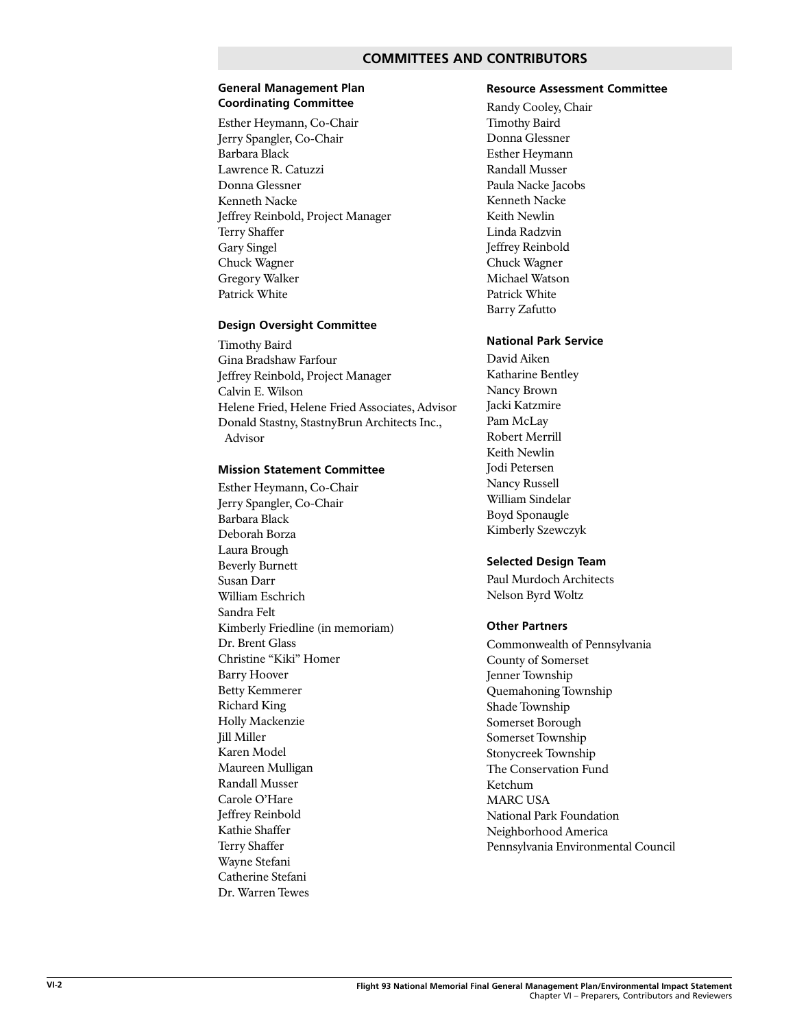## COMMITTEES AND CONTRIBUTORS

### General Management Plan Coordinating Committee

Esther Heymann, Co-Chair
Jerry Spangler, Co-Chair
Barbara Black
Lawrence R. Catuzzi
Donna Glessner
Kenneth Nacke
Jeffrey Reinbold, Project Manager
Terry Shaffer
Gary Singel
Chuck Wagner
Gregory Walker
Patrick White

### Design Oversight Committee

Timothy Baird
Gina Bradshaw Farfour
Jeffrey Reinbold, Project Manager
Calvin E. Wilson
Helene Fried, Helene Fried Associates, Advisor
Donald Stastny, StastnyBrun Architects Inc., Advisor

### Mission Statement Committee

Esther Heymann, Co-Chair
Jerry Spangler, Co-Chair
Barbara Black
Deborah Borza
Laura Brough
Beverly Burnett
Susan Darr
William Eschrich
Sandra Felt
Kimberly Friedline (in memoriam)
Dr. Brent Glass
Christine “Kiki” Homer
Barry Hoover
Betty Kemmerer
Richard King
Holly Mackenzie
Jill Miller
Karen Model
Maureen Mulligan
Randall Musser
Carole O’Hare
Jeffrey Reinbold
Kathie Shaffer
Terry Shaffer
Wayne Stefani
Catherine Stefani
Dr. Warren Tewes

### Resource Assessment Committee

Randy Cooley, Chair
Timothy Baird
Donna Glessner
Esther Heymann
Randall Musser
Paula Nacke Jacobs
Kenneth Nacke
Keith Newlin
Linda Radzvin
Jeffrey Reinbold
Chuck Wagner
Michael Watson
Patrick White
Barry Zafutto

### National Park Service

David Aiken
Katharine Bentley
Nancy Brown
Jacki Katzmire
Pam McLay
Robert Merrill
Keith Newlin
Jodi Petersen
Nancy Russell
William Sindelar
Boyd Sponaugle
Kimberly Szewczyk

### Selected Design Team

Paul Murdoch Architects
Nelson Byrd Woltz

### Other Partners

Commonwealth of Pennsylvania
County of Somerset
Jenner Township
Quemahoning Township
Shade Township
Somerset Borough
Somerset Township
Stonycreek Township
The Conservation Fund
Ketchum
MARC USA
National Park Foundation
Neighborhood America
Pennsylvania Environmental Council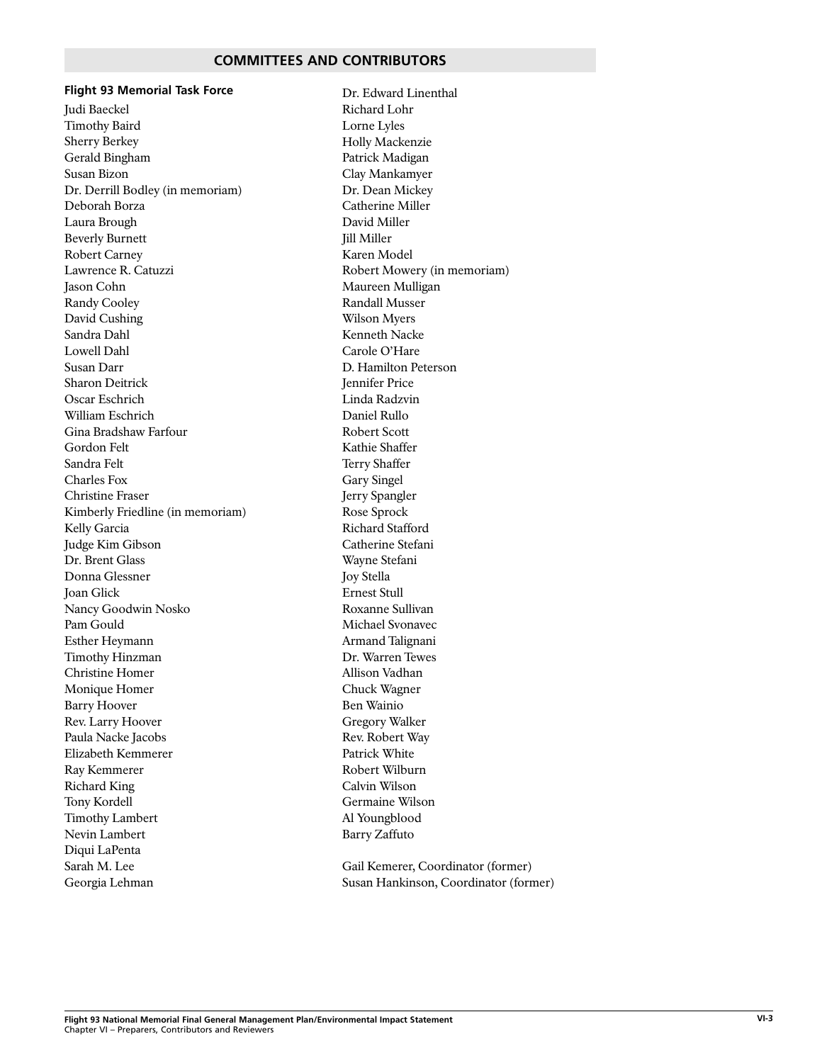## COMMITTEES AND CONTRIBUTORS

**Flight 93 Memorial Task Force**

Judi Baeckel
Timothy Baird
Sherry Berkey
Gerald Bingham
Susan Bizon
Dr. Derrill Bodley (in memoriam)
Deborah Borza
Laura Brough
Beverly Burnett
Robert Carney
Lawrence R. Catuzzi
Jason Cohn
Randy Cooley
David Cushing
Sandra Dahl
Lowell Dahl
Susan Darr
Sharon Deitrick
Oscar Eschrich
William Eschrich
Gina Bradshaw Farfour
Gordon Felt
Sandra Felt
Charles Fox
Christine Fraser
Kimberly Friedline (in memoriam)
Kelly Garcia
Judge Kim Gibson
Dr. Brent Glass
Donna Glessner
Joan Glick
Nancy Goodwin Nosko
Pam Gould
Esther Heymann
Timothy Hinzman
Christine Homer
Monique Homer
Barry Hoover
Rev. Larry Hoover
Paula Nacke Jacobs
Elizabeth Kemmerer
Ray Kemmerer
Richard King
Tony Kordell
Timothy Lambert
Nevin Lambert
Diqui LaPenta
Sarah M. Lee
Georgia Lehman
Dr. Edward Linenthal
Richard Lohr
Lorne Lyles
Holly Mackenzie
Patrick Madigan
Clay Mankamyer
Dr. Dean Mickey
Catherine Miller
David Miller
Jill Miller
Karen Model
Robert Mowery (in memoriam)
Maureen Mulligan
Randall Musser
Wilson Myers
Kenneth Nacke
Carole O'Hare
D. Hamilton Peterson
Jennifer Price
Linda Radzvin
Daniel Rullo
Robert Scott
Kathie Shaffer
Terry Shaffer
Gary Singel
Jerry Spangler
Rose Sprock
Richard Stafford
Catherine Stefani
Wayne Stefani
Joy Stella
Ernest Stull
Roxanne Sullivan
Michael Svonavec
Armand Talignani
Dr. Warren Tewes
Allison Vadhan
Chuck Wagner
Ben Wainio
Gregory Walker
Rev. Robert Way
Patrick White
Robert Wilburn
Calvin Wilson
Germaine Wilson
Al Youngblood
Barry Zaffuto

Gail Kemerer, Coordinator (former)
Susan Hankinson, Coordinator (former)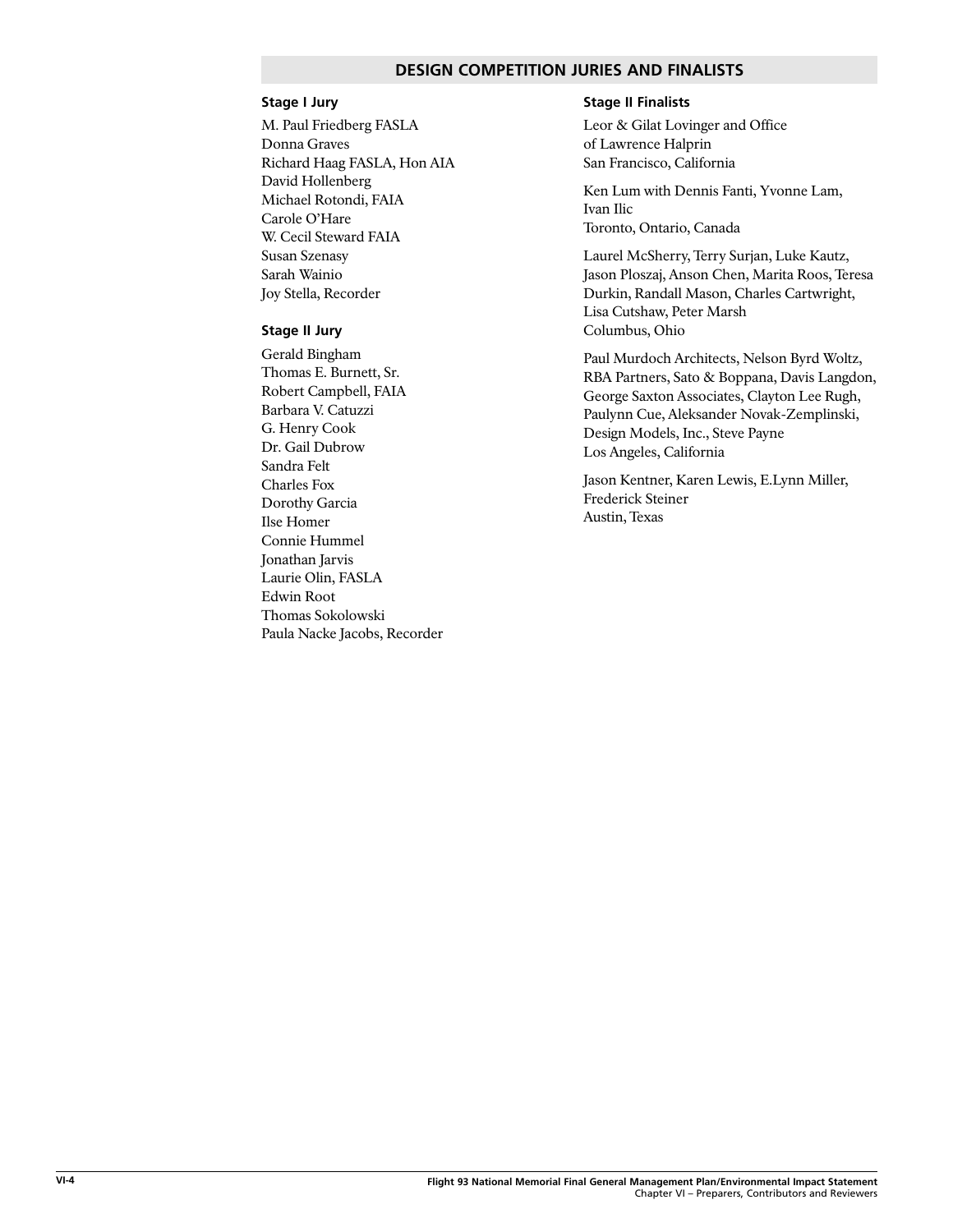## DESIGN COMPETITION JURIES AND FINALISTS

### Stage I Jury

M. Paul Friedberg FASLA
Donna Graves
Richard Haag FASLA, Hon AIA
David Hollenberg
Michael Rotondi, FAIA
Carole O'Hare
W. Cecil Steward FAIA
Susan Szenasy
Sarah Wainio
Joy Stella, Recorder

### Stage II Jury

Gerald Bingham
Thomas E. Burnett, Sr.
Robert Campbell, FAIA
Barbara V. Catuzzi
G. Henry Cook
Dr. Gail Dubrow
Sandra Felt
Charles Fox
Dorothy Garcia
Ilse Homer
Connie Hummel
Jonathan Jarvis
Laurie Olin, FASLA
Edwin Root
Thomas Sokolowski
Paula Nacke Jacobs, Recorder

### Stage II Finalists

Leor & Gilat Lovinger and Office of Lawrence Halprin
San Francisco, California

Ken Lum with Dennis Fanti, Yvonne Lam, Ivan Ilic
Toronto, Ontario, Canada

Laurel McSherry, Terry Surjan, Luke Kautz, Jason Ploszaj, Anson Chen, Marita Roos, Teresa Durkin, Randall Mason, Charles Cartwright, Lisa Cutshaw, Peter Marsh
Columbus, Ohio

Paul Murdoch Architects, Nelson Byrd Woltz, RBA Partners, Sato & Boppana, Davis Langdon, George Saxton Associates, Clayton Lee Rugh, Paulynn Cue, Aleksander Novak-Zemplinski, Design Models, Inc., Steve Payne
Los Angeles, California

Jason Kentner, Karen Lewis, E.Lynn Miller, Frederick Steiner
Austin, Texas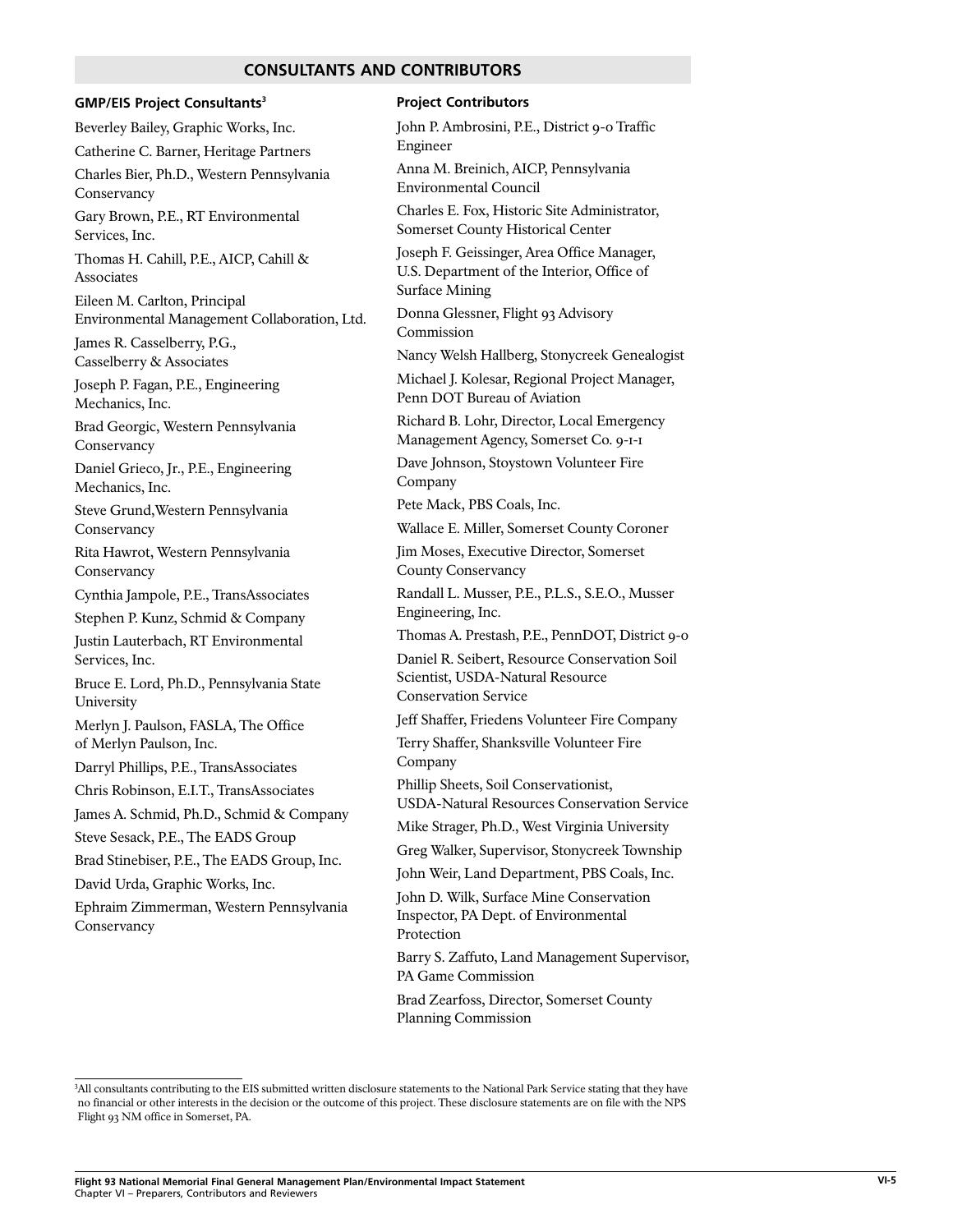## CONSULTANTS AND CONTRIBUTORS

### GMP/EIS Project Consultants[3]

Beverley Bailey, Graphic Works, Inc.

Catherine C. Barner, Heritage Partners

Charles Bier, Ph.D., Western Pennsylvania Conservancy

Gary Brown, P.E., RT Environmental Services, Inc.

Thomas H. Cahill, P.E., AICP, Cahill & Associates

Eileen M. Carlton, Principal Environmental Management Collaboration, Ltd.

James R. Casselberry, P.G., Casselberry & Associates

Joseph P. Fagan, P.E., Engineering Mechanics, Inc.

Brad Georgic, Western Pennsylvania Conservancy

Daniel Grieco, Jr., P.E., Engineering Mechanics, Inc.

Steve Grund, Western Pennsylvania Conservancy

Rita Hawrot, Western Pennsylvania Conservancy

Cynthia Jampole, P.E., TransAssociates

Stephen P. Kunz, Schmid & Company

Justin Lauterbach, RT Environmental Services, Inc.

Bruce E. Lord, Ph.D., Pennsylvania State University

Merlyn J. Paulson, FASLA, The Office of Merlyn Paulson, Inc.

Darryl Phillips, P.E., TransAssociates

Chris Robinson, E.I.T., TransAssociates

James A. Schmid, Ph.D., Schmid & Company

Steve Sesack, P.E., The EADS Group

Brad Stinebiser, P.E., The EADS Group, Inc.

David Urda, Graphic Works, Inc.

Ephraim Zimmerman, Western Pennsylvania Conservancy

### Project Contributors

John P. Ambrosini, P.E., District 9-0 Traffic Engineer

Anna M. Breinich, AICP, Pennsylvania Environmental Council

Charles E. Fox, Historic Site Administrator, Somerset County Historical Center

Joseph F. Geissinger, Area Office Manager, U.S. Department of the Interior, Office of Surface Mining

Donna Glessner, Flight 93 Advisory Commission

Nancy Welsh Hallberg, Stonycreek Genealogist

Michael J. Kolesar, Regional Project Manager, Penn DOT Bureau of Aviation

Richard B. Lohr, Director, Local Emergency Management Agency, Somerset Co. 9-1-1

Dave Johnson, Stoystown Volunteer Fire Company

Pete Mack, PBS Coals, Inc.

Wallace E. Miller, Somerset County Coroner

Jim Moses, Executive Director, Somerset County Conservancy

Randall L. Musser, P.E., P.L.S., S.E.O., Musser Engineering, Inc.

Thomas A. Prestash, P.E., PennDOT, District 9-0

Daniel R. Seibert, Resource Conservation Soil Scientist, USDA-Natural Resource Conservation Service

Jeff Shaffer, Friedens Volunteer Fire Company

Terry Shaffer, Shanksville Volunteer Fire Company

Phillip Sheets, Soil Conservationist, USDA-Natural Resources Conservation Service

Mike Strager, Ph.D., West Virginia University

Greg Walker, Supervisor, Stonycreek Township

John Weir, Land Department, PBS Coals, Inc.

John D. Wilk, Surface Mine Conservation Inspector, PA Dept. of Environmental Protection

Barry S. Zaffuto, Land Management Supervisor, PA Game Commission

Brad Zearfoss, Director, Somerset County Planning Commission

---

[3]All consultants contributing to the EIS submitted written disclosure statements to the National Park Service stating that they have no financial or other interests in the decision or the outcome of this project. These disclosure statements are on file with the NPS Flight 93 NM office in Somerset, PA.